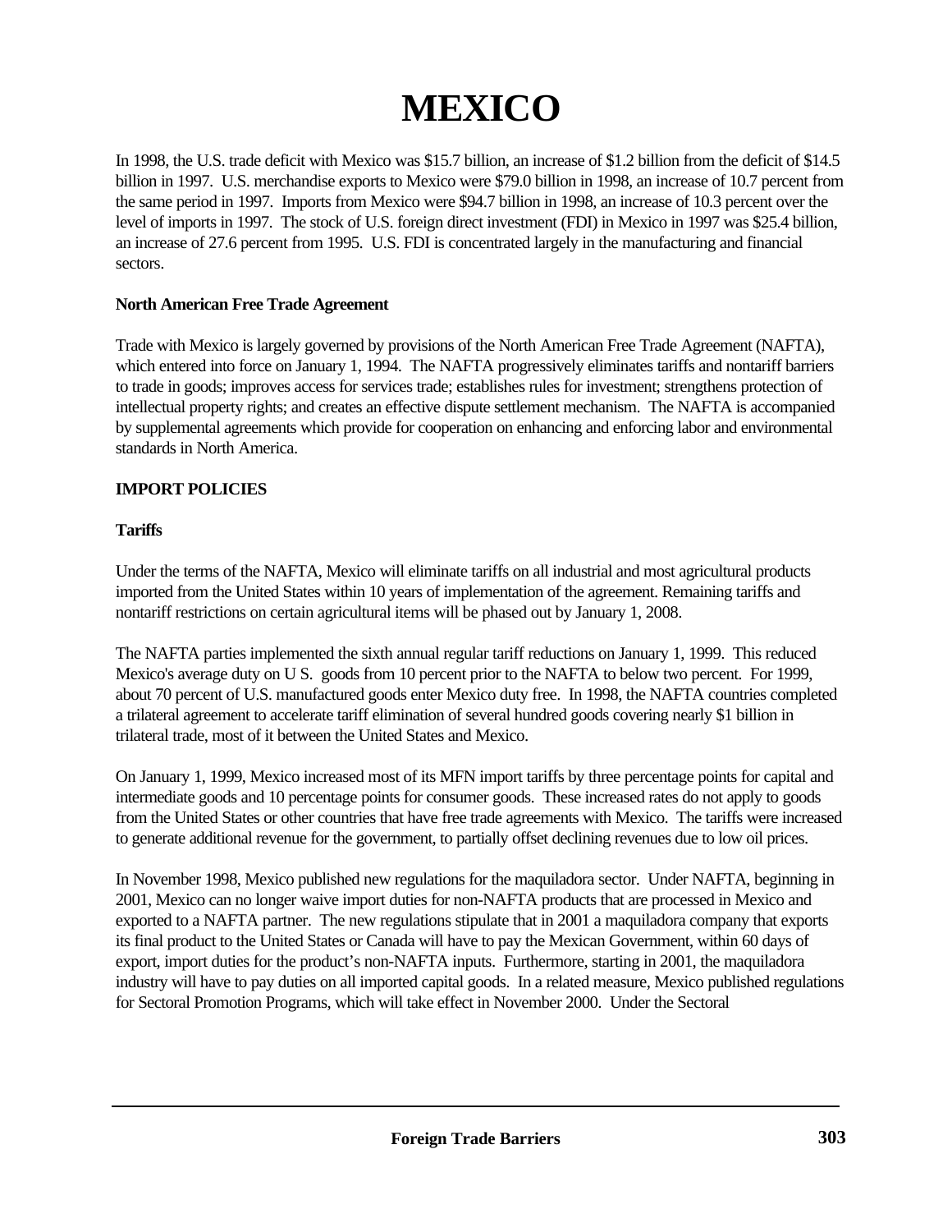# MEXICO

In 1998, the U.S. trade deficit with Mexico was $15.7 billion, an increase of $1.2 billion from the deficit of $14.5 billion in 1997. U.S. merchandise exports to Mexico were $79.0 billion in 1998, an increase of 10.7 percent from the same period in 1997. Imports from Mexico were $94.7 billion in 1998, an increase of 10.3 percent over the level of imports in 1997. The stock of U.S. foreign direct investment (FDI) in Mexico in 1997 was $25.4 billion, an increase of 27.6 percent from 1995. U.S. FDI is concentrated largely in the manufacturing and financial sectors.

**North American Free Trade Agreement**

Trade with Mexico is largely governed by provisions of the North American Free Trade Agreement (NAFTA), which entered into force on January 1, 1994. The NAFTA progressively eliminates tariffs and nontariff barriers to trade in goods; improves access for services trade; establishes rules for investment; strengthens protection of intellectual property rights; and creates an effective dispute settlement mechanism. The NAFTA is accompanied by supplemental agreements which provide for cooperation on enhancing and enforcing labor and environmental standards in North America.

## IMPORT POLICIES

**Tariffs**

Under the terms of the NAFTA, Mexico will eliminate tariffs on all industrial and most agricultural products imported from the United States within 10 years of implementation of the agreement. Remaining tariffs and nontariff restrictions on certain agricultural items will be phased out by January 1, 2008.

The NAFTA parties implemented the sixth annual regular tariff reductions on January 1, 1999. This reduced Mexico's average duty on U S. goods from 10 percent prior to the NAFTA to below two percent. For 1999, about 70 percent of U.S. manufactured goods enter Mexico duty free. In 1998, the NAFTA countries completed a trilateral agreement to accelerate tariff elimination of several hundred goods covering nearly $1 billion in trilateral trade, most of it between the United States and Mexico.

On January 1, 1999, Mexico increased most of its MFN import tariffs by three percentage points for capital and intermediate goods and 10 percentage points for consumer goods. These increased rates do not apply to goods from the United States or other countries that have free trade agreements with Mexico. The tariffs were increased to generate additional revenue for the government, to partially offset declining revenues due to low oil prices.

In November 1998, Mexico published new regulations for the maquiladora sector. Under NAFTA, beginning in 2001, Mexico can no longer waive import duties for non-NAFTA products that are processed in Mexico and exported to a NAFTA partner. The new regulations stipulate that in 2001 a maquiladora company that exports its final product to the United States or Canada will have to pay the Mexican Government, within 60 days of export, import duties for the product's non-NAFTA inputs. Furthermore, starting in 2001, the maquiladora industry will have to pay duties on all imported capital goods. In a related measure, Mexico published regulations for Sectoral Promotion Programs, which will take effect in November 2000. Under the Sectoral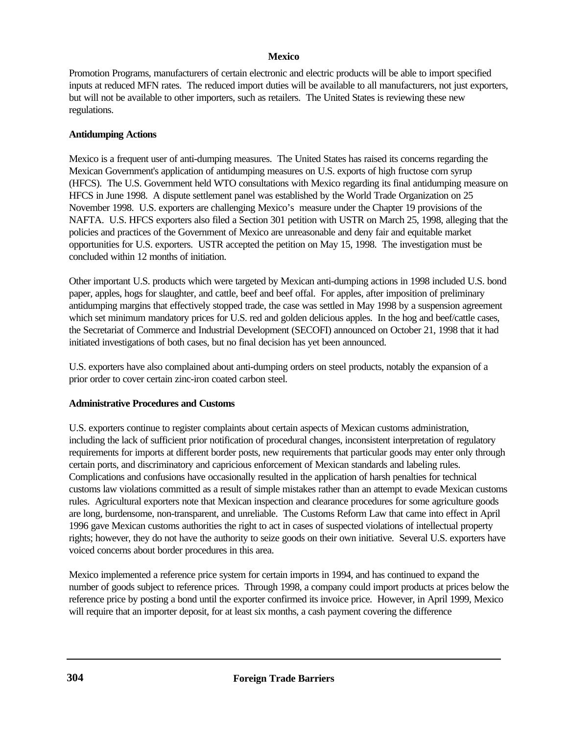Promotion Programs, manufacturers of certain electronic and electric products will be able to import specified inputs at reduced MFN rates. The reduced import duties will be available to all manufacturers, not just exporters, but will not be available to other importers, such as retailers. The United States is reviewing these new regulations.

**Antidumping Actions**

Mexico is a frequent user of anti-dumping measures. The United States has raised its concerns regarding the Mexican Government's application of antidumping measures on U.S. exports of high fructose corn syrup (HFCS). The U.S. Government held WTO consultations with Mexico regarding its final antidumping measure on HFCS in June 1998. A dispute settlement panel was established by the World Trade Organization on 25 November 1998. U.S. exporters are challenging Mexico's measure under the Chapter 19 provisions of the NAFTA. U.S. HFCS exporters also filed a Section 301 petition with USTR on March 25, 1998, alleging that the policies and practices of the Government of Mexico are unreasonable and deny fair and equitable market opportunities for U.S. exporters. USTR accepted the petition on May 15, 1998. The investigation must be concluded within 12 months of initiation.

Other important U.S. products which were targeted by Mexican anti-dumping actions in 1998 included U.S. bond paper, apples, hogs for slaughter, and cattle, beef and beef offal. For apples, after imposition of preliminary antidumping margins that effectively stopped trade, the case was settled in May 1998 by a suspension agreement which set minimum mandatory prices for U.S. red and golden delicious apples. In the hog and beef/cattle cases, the Secretariat of Commerce and Industrial Development (SECOFI) announced on October 21, 1998 that it had initiated investigations of both cases, but no final decision has yet been announced.

U.S. exporters have also complained about anti-dumping orders on steel products, notably the expansion of a prior order to cover certain zinc-iron coated carbon steel.

**Administrative Procedures and Customs**

U.S. exporters continue to register complaints about certain aspects of Mexican customs administration, including the lack of sufficient prior notification of procedural changes, inconsistent interpretation of regulatory requirements for imports at different border posts, new requirements that particular goods may enter only through certain ports, and discriminatory and capricious enforcement of Mexican standards and labeling rules. Complications and confusions have occasionally resulted in the application of harsh penalties for technical customs law violations committed as a result of simple mistakes rather than an attempt to evade Mexican customs rules. Agricultural exporters note that Mexican inspection and clearance procedures for some agriculture goods are long, burdensome, non-transparent, and unreliable. The Customs Reform Law that came into effect in April 1996 gave Mexican customs authorities the right to act in cases of suspected violations of intellectual property rights; however, they do not have the authority to seize goods on their own initiative. Several U.S. exporters have voiced concerns about border procedures in this area.

Mexico implemented a reference price system for certain imports in 1994, and has continued to expand the number of goods subject to reference prices. Through 1998, a company could import products at prices below the reference price by posting a bond until the exporter confirmed its invoice price. However, in April 1999, Mexico will require that an importer deposit, for at least six months, a cash payment covering the difference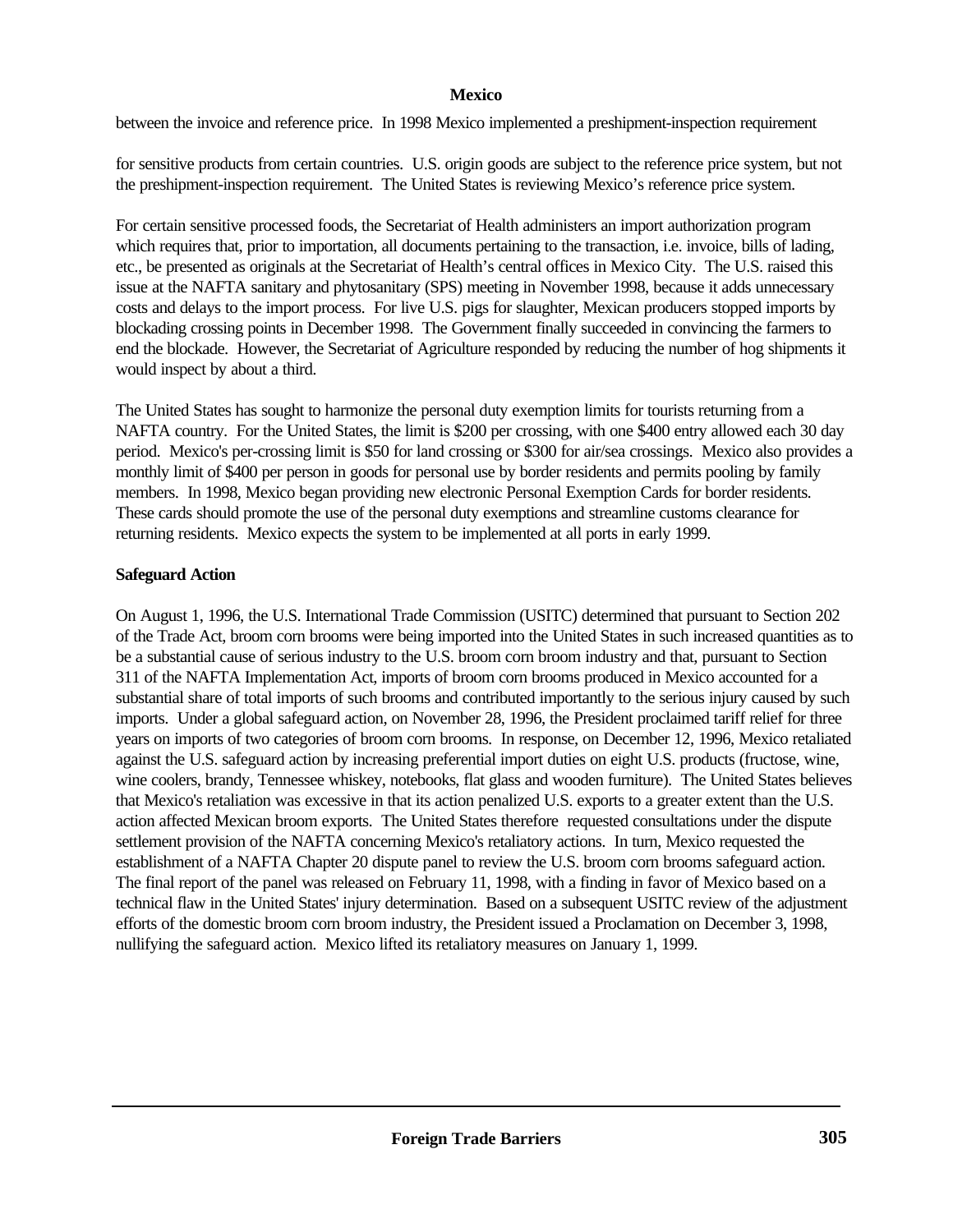between the invoice and reference price. In 1998 Mexico implemented a preshipment-inspection requirement

for sensitive products from certain countries. U.S. origin goods are subject to the reference price system, but not the preshipment-inspection requirement. The United States is reviewing Mexico's reference price system.

For certain sensitive processed foods, the Secretariat of Health administers an import authorization program which requires that, prior to importation, all documents pertaining to the transaction, i.e. invoice, bills of lading, etc., be presented as originals at the Secretariat of Health's central offices in Mexico City. The U.S. raised this issue at the NAFTA sanitary and phytosanitary (SPS) meeting in November 1998, because it adds unnecessary costs and delays to the import process. For live U.S. pigs for slaughter, Mexican producers stopped imports by blockading crossing points in December 1998. The Government finally succeeded in convincing the farmers to end the blockade. However, the Secretariat of Agriculture responded by reducing the number of hog shipments it would inspect by about a third.

The United States has sought to harmonize the personal duty exemption limits for tourists returning from a NAFTA country. For the United States, the limit is $200 per crossing, with one $400 entry allowed each 30 day period. Mexico's per-crossing limit is $50 for land crossing or $300 for air/sea crossings. Mexico also provides a monthly limit of $400 per person in goods for personal use by border residents and permits pooling by family members. In 1998, Mexico began providing new electronic Personal Exemption Cards for border residents. These cards should promote the use of the personal duty exemptions and streamline customs clearance for returning residents. Mexico expects the system to be implemented at all ports in early 1999.

**Safeguard Action**

On August 1, 1996, the U.S. International Trade Commission (USITC) determined that pursuant to Section 202 of the Trade Act, broom corn brooms were being imported into the United States in such increased quantities as to be a substantial cause of serious industry to the U.S. broom corn broom industry and that, pursuant to Section 311 of the NAFTA Implementation Act, imports of broom corn brooms produced in Mexico accounted for a substantial share of total imports of such brooms and contributed importantly to the serious injury caused by such imports. Under a global safeguard action, on November 28, 1996, the President proclaimed tariff relief for three years on imports of two categories of broom corn brooms. In response, on December 12, 1996, Mexico retaliated against the U.S. safeguard action by increasing preferential import duties on eight U.S. products (fructose, wine, wine coolers, brandy, Tennessee whiskey, notebooks, flat glass and wooden furniture). The United States believes that Mexico's retaliation was excessive in that its action penalized U.S. exports to a greater extent than the U.S. action affected Mexican broom exports. The United States therefore requested consultations under the dispute settlement provision of the NAFTA concerning Mexico's retaliatory actions. In turn, Mexico requested the establishment of a NAFTA Chapter 20 dispute panel to review the U.S. broom corn brooms safeguard action. The final report of the panel was released on February 11, 1998, with a finding in favor of Mexico based on a technical flaw in the United States' injury determination. Based on a subsequent USITC review of the adjustment efforts of the domestic broom corn broom industry, the President issued a Proclamation on December 3, 1998, nullifying the safeguard action. Mexico lifted its retaliatory measures on January 1, 1999.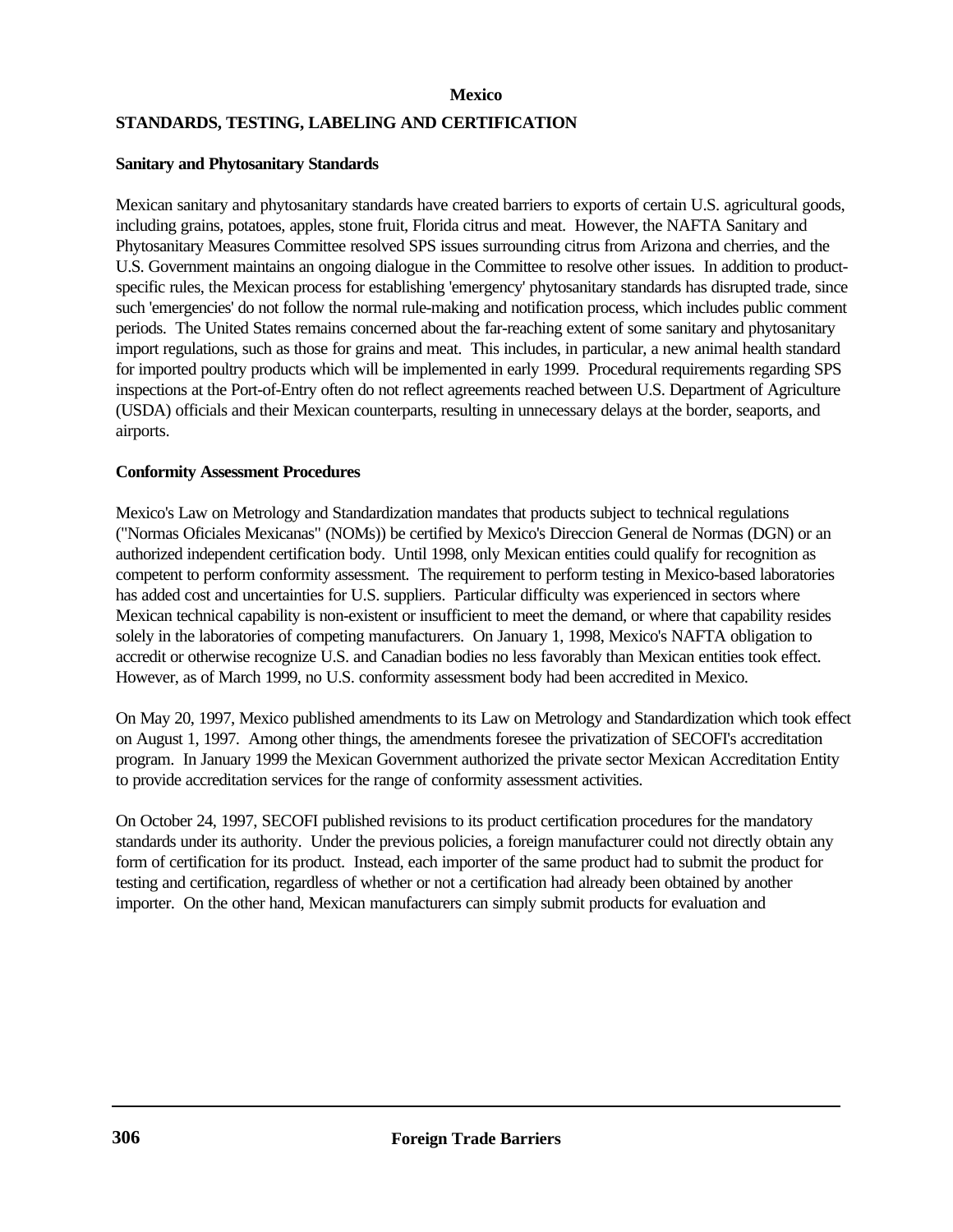## Mexico

### STANDARDS, TESTING, LABELING AND CERTIFICATION

#### Sanitary and Phytosanitary Standards

Mexican sanitary and phytosanitary standards have created barriers to exports of certain U.S. agricultural goods, including grains, potatoes, apples, stone fruit, Florida citrus and meat. However, the NAFTA Sanitary and Phytosanitary Measures Committee resolved SPS issues surrounding citrus from Arizona and cherries, and the U.S. Government maintains an ongoing dialogue in the Committee to resolve other issues. In addition to product-specific rules, the Mexican process for establishing 'emergency' phytosanitary standards has disrupted trade, since such 'emergencies' do not follow the normal rule-making and notification process, which includes public comment periods. The United States remains concerned about the far-reaching extent of some sanitary and phytosanitary import regulations, such as those for grains and meat. This includes, in particular, a new animal health standard for imported poultry products which will be implemented in early 1999. Procedural requirements regarding SPS inspections at the Port-of-Entry often do not reflect agreements reached between U.S. Department of Agriculture (USDA) officials and their Mexican counterparts, resulting in unnecessary delays at the border, seaports, and airports.

#### Conformity Assessment Procedures

Mexico's Law on Metrology and Standardization mandates that products subject to technical regulations ("Normas Oficiales Mexicanas" (NOMs)) be certified by Mexico's Direccion General de Normas (DGN) or an authorized independent certification body. Until 1998, only Mexican entities could qualify for recognition as competent to perform conformity assessment. The requirement to perform testing in Mexico-based laboratories has added cost and uncertainties for U.S. suppliers. Particular difficulty was experienced in sectors where Mexican technical capability is non-existent or insufficient to meet the demand, or where that capability resides solely in the laboratories of competing manufacturers. On January 1, 1998, Mexico's NAFTA obligation to accredit or otherwise recognize U.S. and Canadian bodies no less favorably than Mexican entities took effect. However, as of March 1999, no U.S. conformity assessment body had been accredited in Mexico.

On May 20, 1997, Mexico published amendments to its Law on Metrology and Standardization which took effect on August 1, 1997. Among other things, the amendments foresee the privatization of SECOFI's accreditation program. In January 1999 the Mexican Government authorized the private sector Mexican Accreditation Entity to provide accreditation services for the range of conformity assessment activities.

On October 24, 1997, SECOFI published revisions to its product certification procedures for the mandatory standards under its authority. Under the previous policies, a foreign manufacturer could not directly obtain any form of certification for its product. Instead, each importer of the same product had to submit the product for testing and certification, regardless of whether or not a certification had already been obtained by another importer. On the other hand, Mexican manufacturers can simply submit products for evaluation and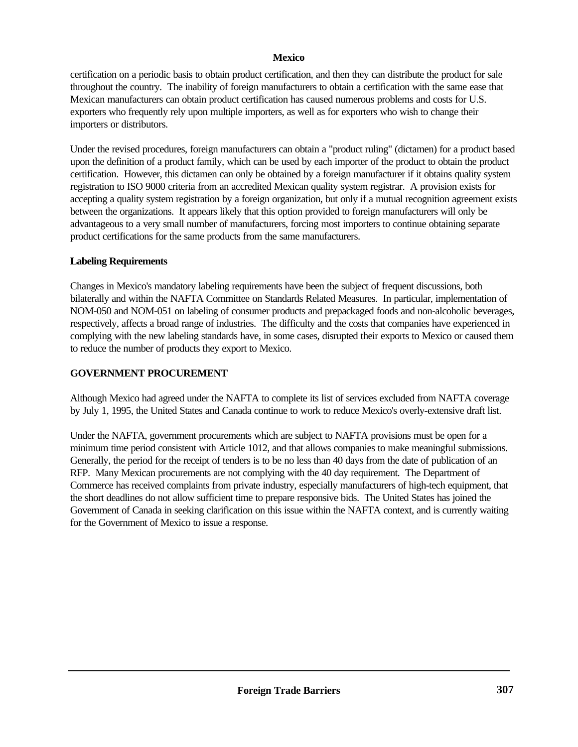certification on a periodic basis to obtain product certification, and then they can distribute the product for sale throughout the country. The inability of foreign manufacturers to obtain a certification with the same ease that Mexican manufacturers can obtain product certification has caused numerous problems and costs for U.S. exporters who frequently rely upon multiple importers, as well as for exporters who wish to change their importers or distributors.

Under the revised procedures, foreign manufacturers can obtain a "product ruling" (dictamen) for a product based upon the definition of a product family, which can be used by each importer of the product to obtain the product certification. However, this dictamen can only be obtained by a foreign manufacturer if it obtains quality system registration to ISO 9000 criteria from an accredited Mexican quality system registrar. A provision exists for accepting a quality system registration by a foreign organization, but only if a mutual recognition agreement exists between the organizations. It appears likely that this option provided to foreign manufacturers will only be advantageous to a very small number of manufacturers, forcing most importers to continue obtaining separate product certifications for the same products from the same manufacturers.

### Labeling Requirements

Changes in Mexico's mandatory labeling requirements have been the subject of frequent discussions, both bilaterally and within the NAFTA Committee on Standards Related Measures. In particular, implementation of NOM-050 and NOM-051 on labeling of consumer products and prepackaged foods and non-alcoholic beverages, respectively, affects a broad range of industries. The difficulty and the costs that companies have experienced in complying with the new labeling standards have, in some cases, disrupted their exports to Mexico or caused them to reduce the number of products they export to Mexico.

## GOVERNMENT PROCUREMENT

Although Mexico had agreed under the NAFTA to complete its list of services excluded from NAFTA coverage by July 1, 1995, the United States and Canada continue to work to reduce Mexico's overly-extensive draft list.

Under the NAFTA, government procurements which are subject to NAFTA provisions must be open for a minimum time period consistent with Article 1012, and that allows companies to make meaningful submissions. Generally, the period for the receipt of tenders is to be no less than 40 days from the date of publication of an RFP. Many Mexican procurements are not complying with the 40 day requirement. The Department of Commerce has received complaints from private industry, especially manufacturers of high-tech equipment, that the short deadlines do not allow sufficient time to prepare responsive bids. The United States has joined the Government of Canada in seeking clarification on this issue within the NAFTA context, and is currently waiting for the Government of Mexico to issue a response.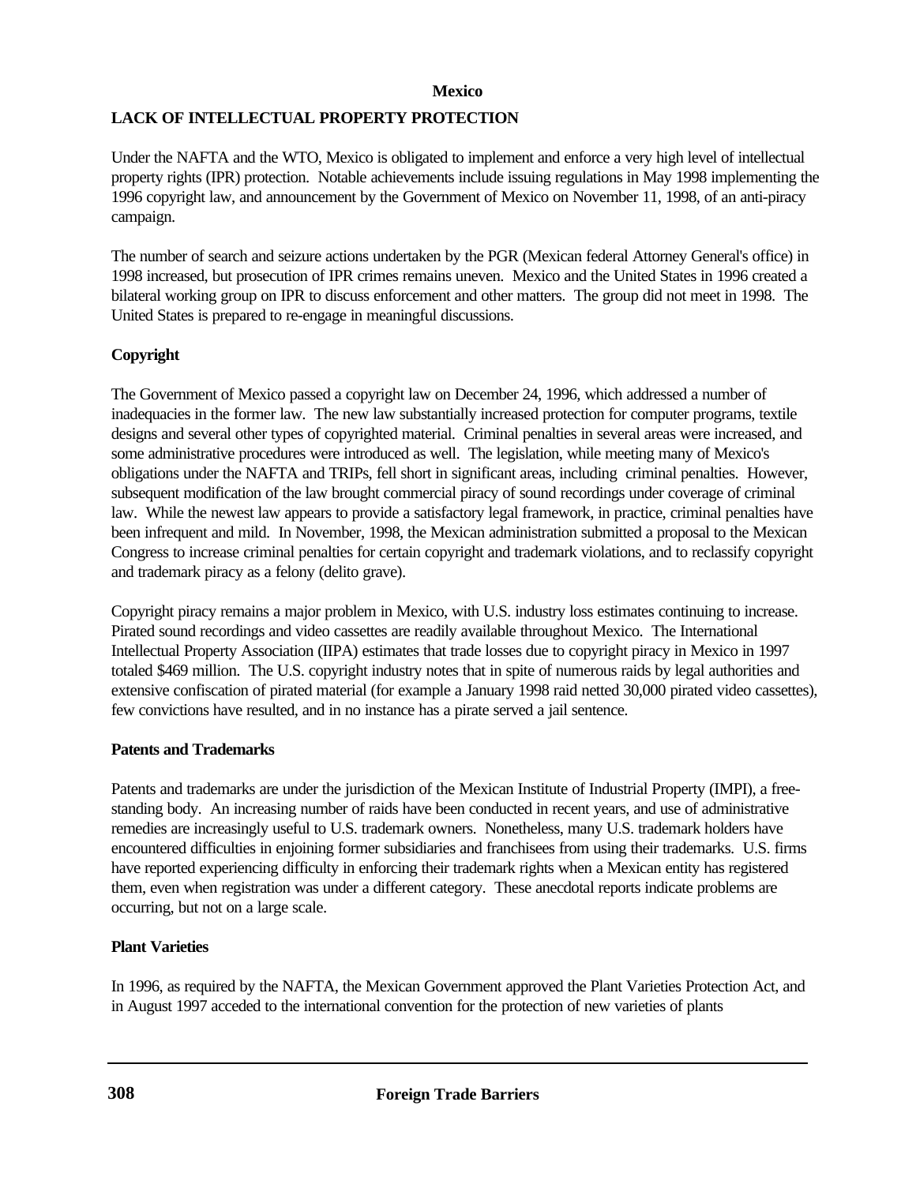## Mexico

### LACK OF INTELLECTUAL PROPERTY PROTECTION

Under the NAFTA and the WTO, Mexico is obligated to implement and enforce a very high level of intellectual property rights (IPR) protection. Notable achievements include issuing regulations in May 1998 implementing the 1996 copyright law, and announcement by the Government of Mexico on November 11, 1998, of an anti-piracy campaign.

The number of search and seizure actions undertaken by the PGR (Mexican federal Attorney General's office) in 1998 increased, but prosecution of IPR crimes remains uneven. Mexico and the United States in 1996 created a bilateral working group on IPR to discuss enforcement and other matters. The group did not meet in 1998. The United States is prepared to re-engage in meaningful discussions.

#### Copyright

The Government of Mexico passed a copyright law on December 24, 1996, which addressed a number of inadequacies in the former law. The new law substantially increased protection for computer programs, textile designs and several other types of copyrighted material. Criminal penalties in several areas were increased, and some administrative procedures were introduced as well. The legislation, while meeting many of Mexico's obligations under the NAFTA and TRIPs, fell short in significant areas, including criminal penalties. However, subsequent modification of the law brought commercial piracy of sound recordings under coverage of criminal law. While the newest law appears to provide a satisfactory legal framework, in practice, criminal penalties have been infrequent and mild. In November, 1998, the Mexican administration submitted a proposal to the Mexican Congress to increase criminal penalties for certain copyright and trademark violations, and to reclassify copyright and trademark piracy as a felony (delito grave).

Copyright piracy remains a major problem in Mexico, with U.S. industry loss estimates continuing to increase. Pirated sound recordings and video cassettes are readily available throughout Mexico. The International Intellectual Property Association (IIPA) estimates that trade losses due to copyright piracy in Mexico in 1997 totaled $469 million. The U.S. copyright industry notes that in spite of numerous raids by legal authorities and extensive confiscation of pirated material (for example a January 1998 raid netted 30,000 pirated video cassettes), few convictions have resulted, and in no instance has a pirate served a jail sentence.

#### Patents and Trademarks

Patents and trademarks are under the jurisdiction of the Mexican Institute of Industrial Property (IMPI), a free-standing body. An increasing number of raids have been conducted in recent years, and use of administrative remedies are increasingly useful to U.S. trademark owners. Nonetheless, many U.S. trademark holders have encountered difficulties in enjoining former subsidiaries and franchisees from using their trademarks. U.S. firms have reported experiencing difficulty in enforcing their trademark rights when a Mexican entity has registered them, even when registration was under a different category. These anecdotal reports indicate problems are occurring, but not on a large scale.

#### Plant Varieties

In 1996, as required by the NAFTA, the Mexican Government approved the Plant Varieties Protection Act, and in August 1997 acceded to the international convention for the protection of new varieties of plants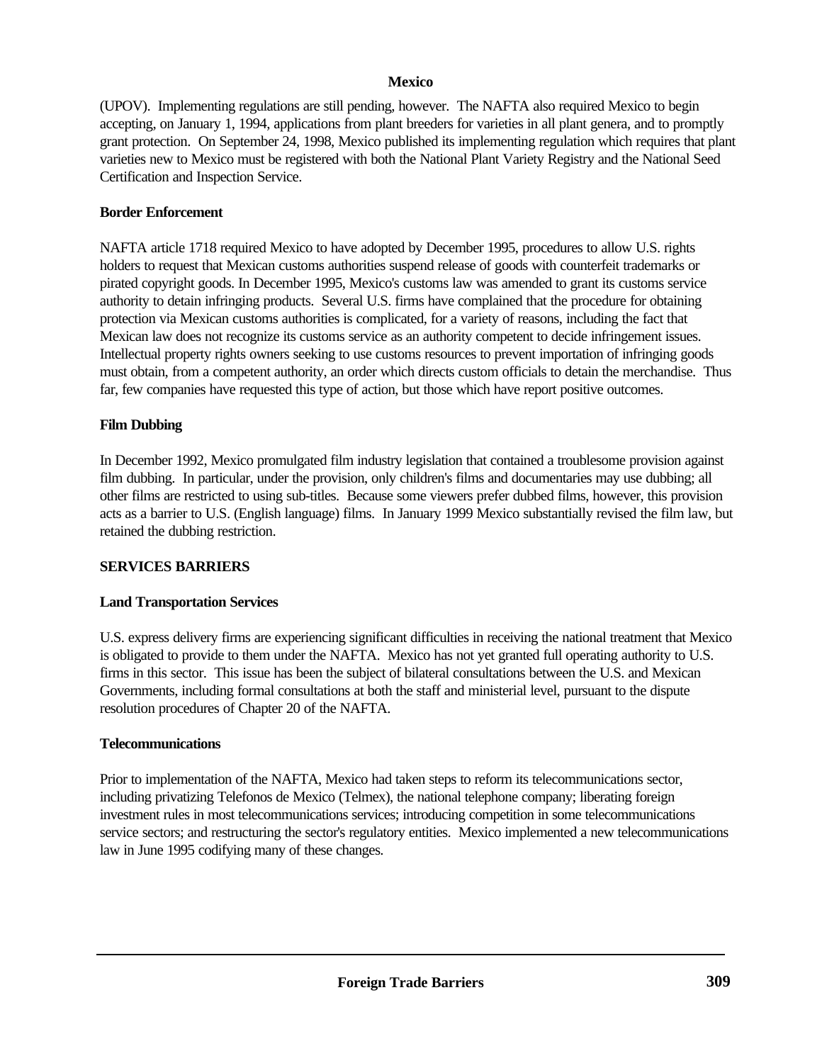(UPOV). Implementing regulations are still pending, however. The NAFTA also required Mexico to begin accepting, on January 1, 1994, applications from plant breeders for varieties in all plant genera, and to promptly grant protection. On September 24, 1998, Mexico published its implementing regulation which requires that plant varieties new to Mexico must be registered with both the National Plant Variety Registry and the National Seed Certification and Inspection Service.

**Border Enforcement**

NAFTA article 1718 required Mexico to have adopted by December 1995, procedures to allow U.S. rights holders to request that Mexican customs authorities suspend release of goods with counterfeit trademarks or pirated copyright goods. In December 1995, Mexico's customs law was amended to grant its customs service authority to detain infringing products. Several U.S. firms have complained that the procedure for obtaining protection via Mexican customs authorities is complicated, for a variety of reasons, including the fact that Mexican law does not recognize its customs service as an authority competent to decide infringement issues. Intellectual property rights owners seeking to use customs resources to prevent importation of infringing goods must obtain, from a competent authority, an order which directs custom officials to detain the merchandise. Thus far, few companies have requested this type of action, but those which have report positive outcomes.

**Film Dubbing**

In December 1992, Mexico promulgated film industry legislation that contained a troublesome provision against film dubbing. In particular, under the provision, only children's films and documentaries may use dubbing; all other films are restricted to using sub-titles. Because some viewers prefer dubbed films, however, this provision acts as a barrier to U.S. (English language) films. In January 1999 Mexico substantially revised the film law, but retained the dubbing restriction.

## SERVICES BARRIERS

**Land Transportation Services**

U.S. express delivery firms are experiencing significant difficulties in receiving the national treatment that Mexico is obligated to provide to them under the NAFTA. Mexico has not yet granted full operating authority to U.S. firms in this sector. This issue has been the subject of bilateral consultations between the U.S. and Mexican Governments, including formal consultations at both the staff and ministerial level, pursuant to the dispute resolution procedures of Chapter 20 of the NAFTA.

**Telecommunications**

Prior to implementation of the NAFTA, Mexico had taken steps to reform its telecommunications sector, including privatizing Telefonos de Mexico (Telmex), the national telephone company; liberating foreign investment rules in most telecommunications services; introducing competition in some telecommunications service sectors; and restructuring the sector's regulatory entities. Mexico implemented a new telecommunications law in June 1995 codifying many of these changes.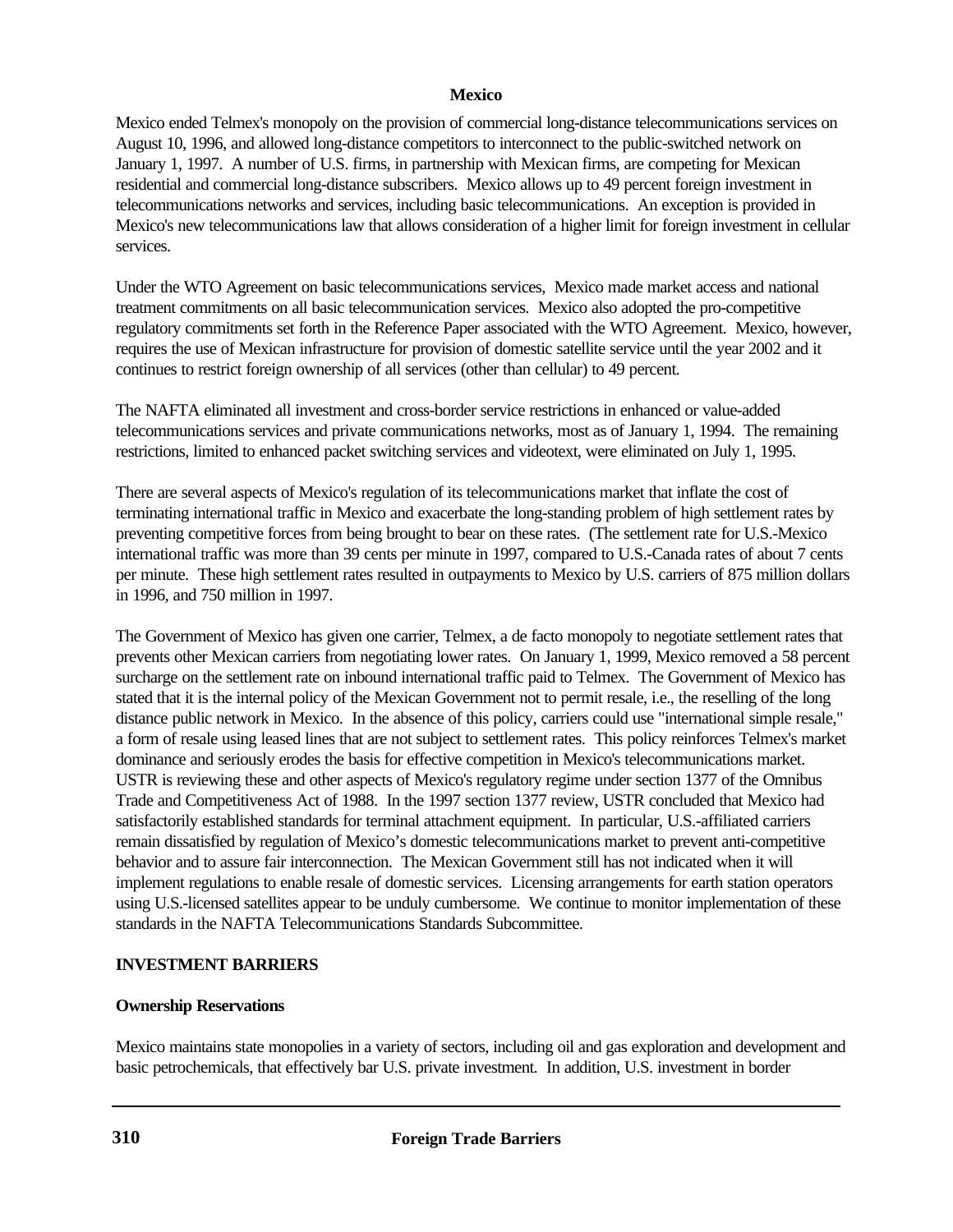## Mexico

Mexico ended Telmex's monopoly on the provision of commercial long-distance telecommunications services on August 10, 1996, and allowed long-distance competitors to interconnect to the public-switched network on January 1, 1997. A number of U.S. firms, in partnership with Mexican firms, are competing for Mexican residential and commercial long-distance subscribers. Mexico allows up to 49 percent foreign investment in telecommunications networks and services, including basic telecommunications. An exception is provided in Mexico's new telecommunications law that allows consideration of a higher limit for foreign investment in cellular services.

Under the WTO Agreement on basic telecommunications services, Mexico made market access and national treatment commitments on all basic telecommunication services. Mexico also adopted the pro-competitive regulatory commitments set forth in the Reference Paper associated with the WTO Agreement. Mexico, however, requires the use of Mexican infrastructure for provision of domestic satellite service until the year 2002 and it continues to restrict foreign ownership of all services (other than cellular) to 49 percent.

The NAFTA eliminated all investment and cross-border service restrictions in enhanced or value-added telecommunications services and private communications networks, most as of January 1, 1994. The remaining restrictions, limited to enhanced packet switching services and videotext, were eliminated on July 1, 1995.

There are several aspects of Mexico's regulation of its telecommunications market that inflate the cost of terminating international traffic in Mexico and exacerbate the long-standing problem of high settlement rates by preventing competitive forces from being brought to bear on these rates. (The settlement rate for U.S.-Mexico international traffic was more than 39 cents per minute in 1997, compared to U.S.-Canada rates of about 7 cents per minute. These high settlement rates resulted in outpayments to Mexico by U.S. carriers of 875 million dollars in 1996, and 750 million in 1997.

The Government of Mexico has given one carrier, Telmex, a de facto monopoly to negotiate settlement rates that prevents other Mexican carriers from negotiating lower rates. On January 1, 1999, Mexico removed a 58 percent surcharge on the settlement rate on inbound international traffic paid to Telmex. The Government of Mexico has stated that it is the internal policy of the Mexican Government not to permit resale, i.e., the reselling of the long distance public network in Mexico. In the absence of this policy, carriers could use "international simple resale," a form of resale using leased lines that are not subject to settlement rates. This policy reinforces Telmex's market dominance and seriously erodes the basis for effective competition in Mexico's telecommunications market. USTR is reviewing these and other aspects of Mexico's regulatory regime under section 1377 of the Omnibus Trade and Competitiveness Act of 1988. In the 1997 section 1377 review, USTR concluded that Mexico had satisfactorily established standards for terminal attachment equipment. In particular, U.S.-affiliated carriers remain dissatisfied by regulation of Mexico's domestic telecommunications market to prevent anti-competitive behavior and to assure fair interconnection. The Mexican Government still has not indicated when it will implement regulations to enable resale of domestic services. Licensing arrangements for earth station operators using U.S.-licensed satellites appear to be unduly cumbersome. We continue to monitor implementation of these standards in the NAFTA Telecommunications Standards Subcommittee.

## INVESTMENT BARRIERS

### Ownership Reservations

Mexico maintains state monopolies in a variety of sectors, including oil and gas exploration and development and basic petrochemicals, that effectively bar U.S. private investment. In addition, U.S. investment in border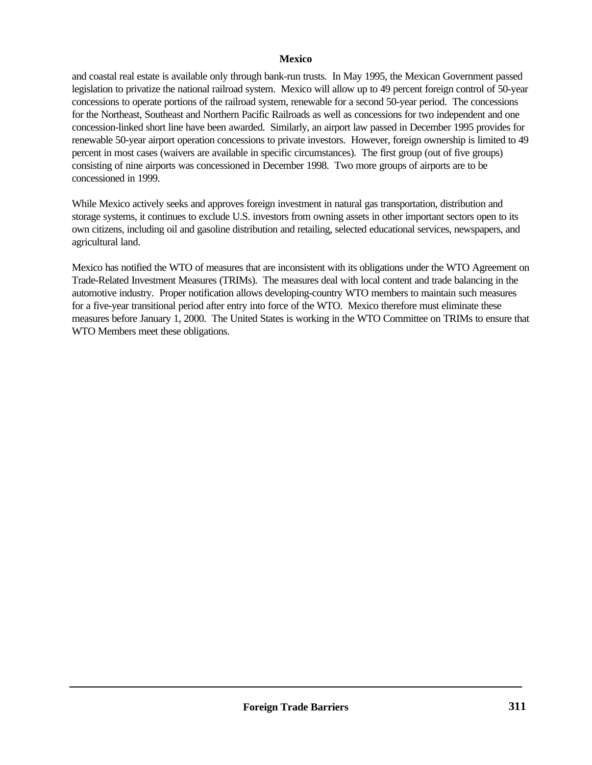and coastal real estate is available only through bank-run trusts. In May 1995, the Mexican Government passed legislation to privatize the national railroad system. Mexico will allow up to 49 percent foreign control of 50-year concessions to operate portions of the railroad system, renewable for a second 50-year period. The concessions for the Northeast, Southeast and Northern Pacific Railroads as well as concessions for two independent and one concession-linked short line have been awarded. Similarly, an airport law passed in December 1995 provides for renewable 50-year airport operation concessions to private investors. However, foreign ownership is limited to 49 percent in most cases (waivers are available in specific circumstances). The first group (out of five groups) consisting of nine airports was concessioned in December 1998. Two more groups of airports are to be concessioned in 1999.

While Mexico actively seeks and approves foreign investment in natural gas transportation, distribution and storage systems, it continues to exclude U.S. investors from owning assets in other important sectors open to its own citizens, including oil and gasoline distribution and retailing, selected educational services, newspapers, and agricultural land.

Mexico has notified the WTO of measures that are inconsistent with its obligations under the WTO Agreement on Trade-Related Investment Measures (TRIMs). The measures deal with local content and trade balancing in the automotive industry. Proper notification allows developing-country WTO members to maintain such measures for a five-year transitional period after entry into force of the WTO. Mexico therefore must eliminate these measures before January 1, 2000. The United States is working in the WTO Committee on TRIMs to ensure that WTO Members meet these obligations.